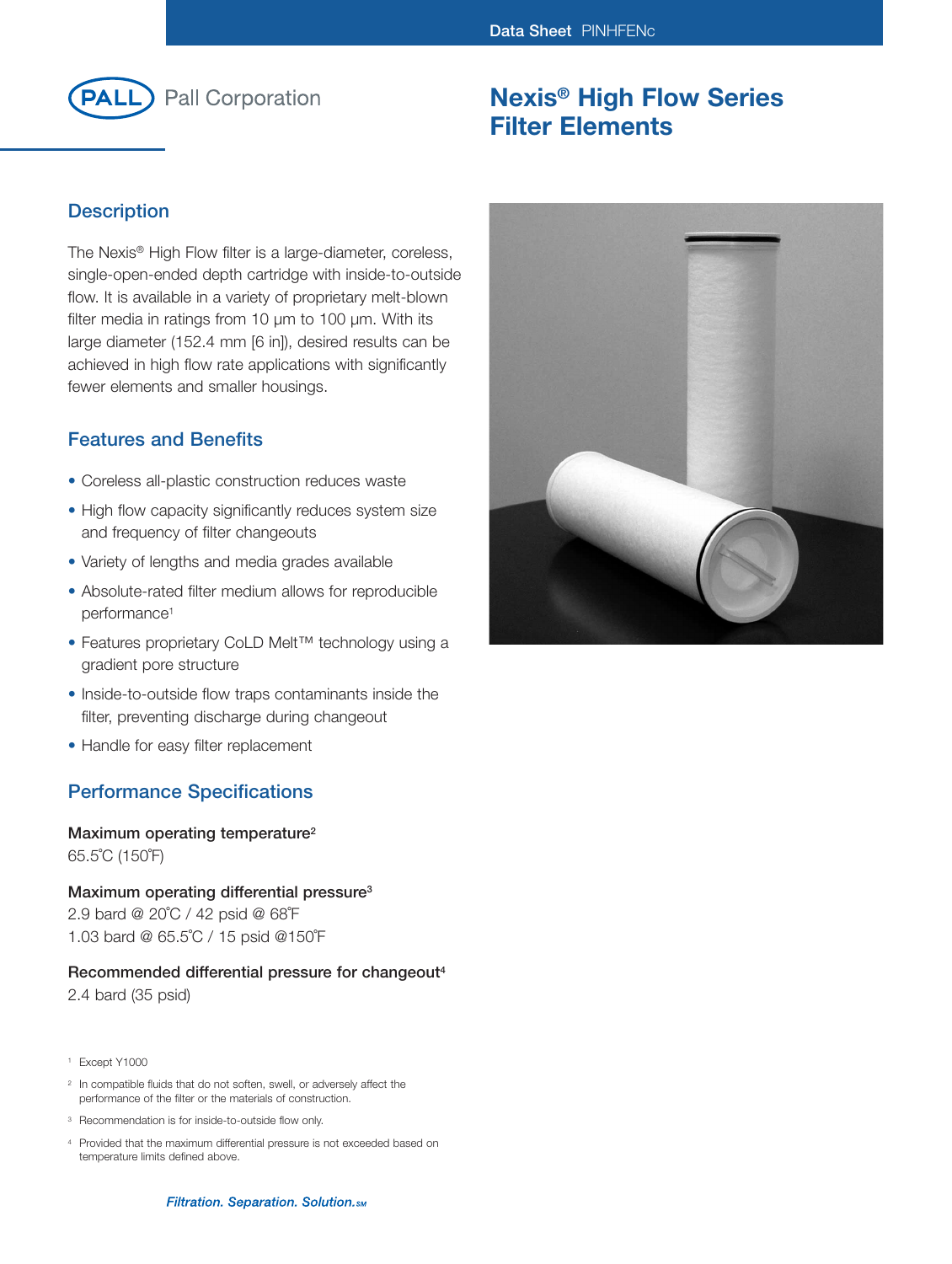Data Sheet PINHFENc

Pall Corporation

# Nexis® High Flow Series Filter Elements

## Description

The Nexis® High Flow filter is a large-diameter, coreless, single-open-ended depth cartridge with inside-to-outside flow. It is available in a variety of proprietary melt-blown filter media in ratings from 10 µm to 100 µm. With its large diameter (152.4 mm [6 in]), desired results can be achieved in high flow rate applications with significantly fewer elements and smaller housings.

## Features and Benefits

- Coreless all-plastic construction reduces waste
- High flow capacity significantly reduces system size and frequency of filter changeouts
- Variety of lengths and media grades available
- Absolute-rated filter medium allows for reproducible performance[1]
- Features proprietary CoLD Melt™ technology using a gradient pore structure
- Inside-to-outside flow traps contaminants inside the filter, preventing discharge during changeout
- Handle for easy filter replacement

## Performance Specifications

**Maximum operating temperature[2]**
65.5˚C (150˚F)

**Maximum operating differential pressure[3]**
2.9 bard @ 20˚C / 42 psid @ 68˚F
1.03 bard @ 65.5˚C / 15 psid @150˚F

**Recommended differential pressure for changeout[4]**
2.4 bard (35 psid)

[1] Except Y1000

[2] In compatible fluids that do not soften, swell, or adversely affect the performance of the filter or the materials of construction.

[3] Recommendation is for inside-to-outside flow only.

[4] Provided that the maximum differential pressure is not exceeded based on temperature limits defined above.

*Filtration. Separation. Solution.SM*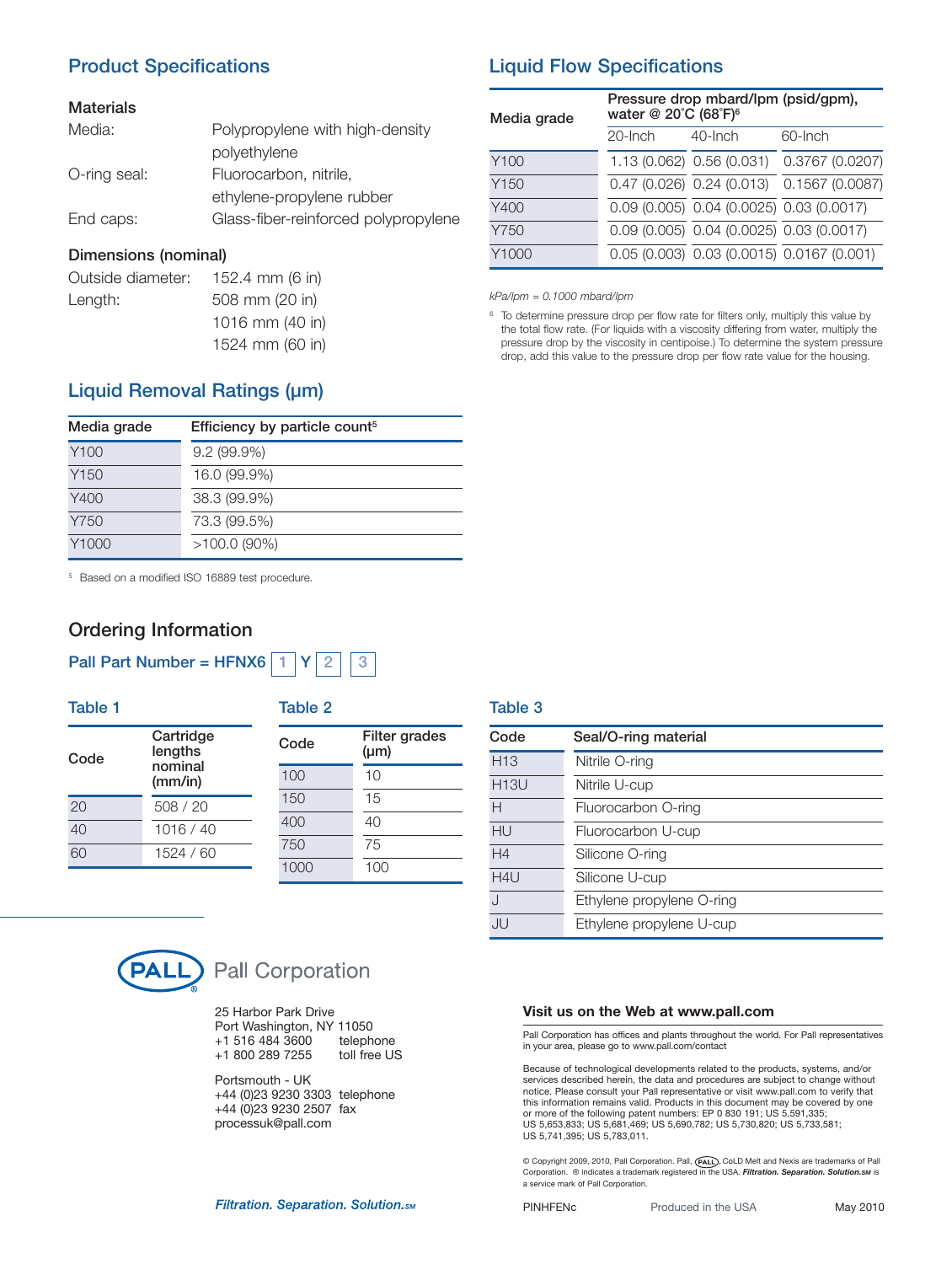## Product Specifications

### Materials

| | |
|---|---|
| Media: | Polypropylene with high-density polyethylene |
| O-ring seal: | Fluorocarbon, nitrile, ethylene-propylene rubber |
| End caps: | Glass-fiber-reinforced polypropylene |

### Dimensions (nominal)

| | |
|---|---|
| Outside diameter: | 152.4 mm (6 in) |
| Length: | 508 mm (20 in) |
| | 1016 mm (40 in) |
| | 1524 mm (60 in) |

## Liquid Removal Ratings (µm)

| Media grade | Efficiency by particle count[5] |
|---|---|
| Y100 | 9.2 (99.9%) |
| Y150 | 16.0 (99.9%) |
| Y400 | 38.3 (99.9%) |
| Y750 | 73.3 (99.5%) |
| Y1000 | >100.0 (90%) |

[5] Based on a modified ISO 16889 test procedure.

## Liquid Flow Specifications

| Media grade | Pressure drop mbard/lpm (psid/gpm), water @ 20˚C (68˚F)[6] | | |
|---|---|---|---|
| | 20-Inch | 40-Inch | 60-Inch |
| Y100 | 1.13 (0.062) | 0.56 (0.031) | 0.3767 (0.0207) |
| Y150 | 0.47 (0.026) | 0.24 (0.013) | 0.1567 (0.0087) |
| Y400 | 0.09 (0.005) | 0.04 (0.0025) | 0.03 (0.0017) |
| Y750 | 0.09 (0.005) | 0.04 (0.0025) | 0.03 (0.0017) |
| Y1000 | 0.05 (0.003) | 0.03 (0.0015) | 0.0167 (0.001) |

*kPa/lpm = 0.1000 mbard/lpm*

[6] To determine pressure drop per flow rate for filters only, multiply this value by the total flow rate. (For liquids with a viscosity differing from water, multiply the pressure drop by the viscosity in centipoise.) To determine the system pressure drop, add this value to the pressure drop per flow rate value for the housing.

## Ordering Information

**Pall Part Number = HFNX6 [1] Y [2] [3]**

### Table 1

| Code | Cartridge lengths nominal (mm/in) |
|---|---|
| 20 | 508 / 20 |
| 40 | 1016 / 40 |
| 60 | 1524 / 60 |

### Table 2

| Code | Filter grades (µm) |
|---|---|
| 100 | 10 |
| 150 | 15 |
| 400 | 40 |
| 750 | 75 |
| 1000 | 100 |

### Table 3

| Code | Seal/O-ring material |
|---|---|
| H13 | Nitrile O-ring |
| H13U | Nitrile U-cup |
| H | Fluorocarbon O-ring |
| HU | Fluorocarbon U-cup |
| H4 | Silicone O-ring |
| H4U | Silicone U-cup |
| J | Ethylene propylene O-ring |
| JU | Ethylene propylene U-cup |

PALL® Pall Corporation

25 Harbor Park Drive
Port Washington, NY 11050
+1 516 484 3600 telephone
+1 800 289 7255 toll free US

Portsmouth - UK
+44 (0)23 9230 3303 telephone
+44 (0)23 9230 2507 fax
processuk@pall.com

**Visit us on the Web at www.pall.com**

Pall Corporation has offices and plants throughout the world. For Pall representatives in your area, please go to www.pall.com/contact

Because of technological developments related to the products, systems, and/or services described herein, the data and procedures are subject to change without notice. Please consult your Pall representative or visit www.pall.com to verify that this information remains valid. Products in this document may be covered by one or more of the following patent numbers: EP 0 830 191; US 5,591,335; US 5,653,833; US 5,681,469; US 5,690,782; US 5,730,820; US 5,733,581; US 5,741,395; US 5,783,011.

© Copyright 2009, 2010, Pall Corporation. Pall, PALL, CoLD Melt and Nexis are trademarks of Pall Corporation. ® indicates a trademark registered in the USA. ***Filtration. Separation. Solution.SM*** is a service mark of Pall Corporation.

***Filtration. Separation. Solution.SM***

PINHFENc    Produced in the USA    May 2010